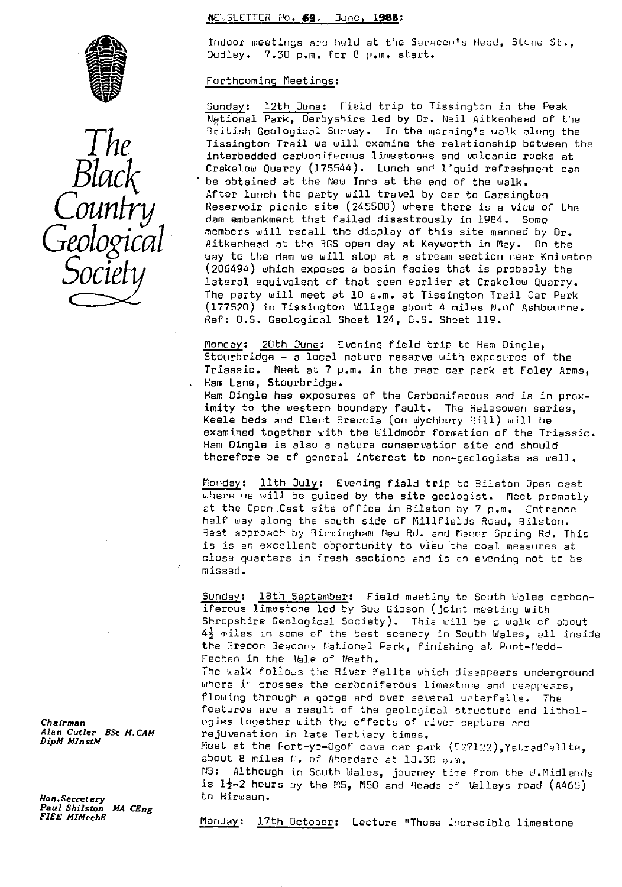NEWSLETTER No. 69. June, 1988:

# The Black Country Geological Society

Indoor meetings are held at the Saracen's Head, Stone St., Dudley. 7.30 p.m. for 8 p.m. start.

## Forthcoming Meetings:

Sunday: 12th June: Field trip to Tissington in the Peak National Park, Derbyshire led by Dr. Neil Aitkenhead of the British Geological Survey. In the morning's walk along the Tissington Trail we will examine the relationship between the interbedded carboniferous limestones and volcanic rocks at Crakelow Quarry (175544). Lunch and liquid refreshment can be obtained at the New Inns at the end of the walk. After lunch the party will travel by car to Carsington Reservoir picnic site (245500) where there is a view of the dam embankment that failed disastrously in 1984. Some members will recall the display of this site manned by Dr. Aitkenhead at the BGS open day at Keyworth in May. On the way to the dam we will stop at a stream section near Kniveton (206494) which exposes a basin facies that is probably the lateral equivalent of that seen earlier at Crakelow Quarry. The party will meet at 10 a.m. at Tissington Trail Car Park (177520) in Tissington Village about 4 miles N.of Ashbourne. Ref: O.S. Geological Sheet 124, O.S. Sheet 119.

Monday: 20th June: Evening field trip to Ham Dingle, Stourbridge - a local nature reserve with exposures of the Triassic. Meet at 7 p.m. in the rear car park at Foley Arms, Ham Lane, Stourbridge.
Ham Dingle has exposures of the Carboniferous and is in proximity to the western boundary fault. The Halesowen series, Keele beds and Clent Breccia (on Wychbury Hill) will be examined together with the Wildmoor formation of the Triassic. Ham Dingle is also a nature conservation site and should therefore be of general interest to non-geologists as well.

Monday: 11th July: Evening field trip to Bilston Open cast where we will be guided by the site geologist. Meet promptly at the Open Cast site office in Bilston by 7 p.m. Entrance half way along the south side of Millfields Road, Bilston. Best approach by Birmingham New Rd. and Manor Spring Rd. This is is an excellent opportunity to view the coal measures at close quarters in fresh sections and is an evening not to be missed.

Sunday: 18th September: Field meeting to South Wales carboniferous limestone led by Sue Gibson (joint meeting with Shropshire Geological Society). This will be a walk of about 4½ miles in some of the best scenery in South Wales, all inside the Brecon Beacons National Park, finishing at Pont-Nedd-Fechan in the Vale of Neath.
The walk follows the River Mellte which disappears underground where it crosses the carboniferous limestone and reappears, flowing through a gorge and over several waterfalls. The features are a result of the geological structure and lithologies together with the effects of river capture and rejuvenation in late Tertiary times.
Meet at the Port-yr-Ogof cave car park (927122),Ystradfellte, about 8 miles N. of Aberdare at 10.30 a.m.
NB: Although in South Wales, journey time from the W.Midlands is 1½-2 hours by the M5, M50 and Heads of Valleys road (A465) to Hirwaun.

Monday: 17th October: Lecture "Those incredible limestone

*Chairman*
*Alan Cutler BSc M.CAM DipM MInstM*

*Hon.Secretary*
*Paul Shilston MA CEng FIEE MIMechE*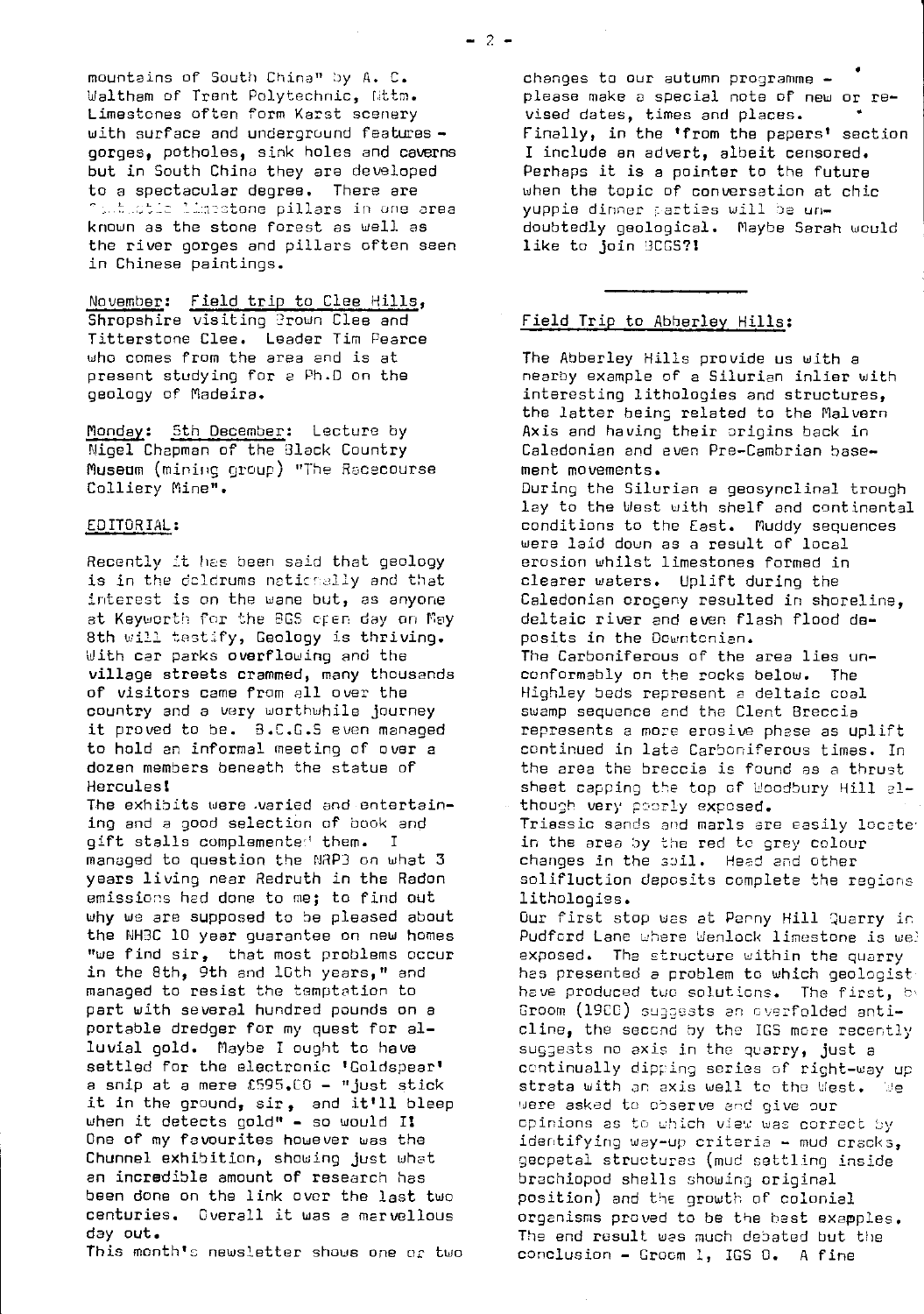mountains of South China" by A. C. Walthem of Trent Polytechnic, Nttm. Limestones often form Karst scenery with surface and underground features - gorges, potholes, sink holes and caverns but in South China they are developed to a spectacular degree. There are fantastic limestone pillars in one area known as the stone forest as well as the river gorges and pillars often seen in Chinese paintings.

November: Field trip to Clee Hills, Shropshire visiting Brown Clee and Titterstone Clee. Leader Tim Pearce who comes from the area and is at present studying for a Ph.D on the geology of Madeira.

Monday: 5th December: Lecture by Nigel Chapman of the Black Country Museum (mining group) "The Racecourse Colliery Mine".

## EDITORIAL:

Recently it has been said that geology is in the doldrums nationally and that interest is on the wane but, as anyone at Keyworth for the BGS open day on May 8th will testify, Geology is thriving. With car parks overflowing and the village streets crammed, many thousands of visitors came from all over the country and a very worthwhile journey it proved to be. B.C.G.S even managed to hold an informal meeting of over a dozen members beneath the statue of Hercules!

The exhibits were varied and entertaining and a good selection of book and gift stalls complemented them. I managed to question the NRPB on what 3 years living near Redruth in the Radon emissions had done to me; to find out why we are supposed to be pleased about the NHBC 10 year guarantee on new homes "we find sir, that most problems occur in the 8th, 9th and 10th years," and managed to resist the temptation to part with several hundred pounds on a portable dredger for my quest for alluvial gold. Maybe I ought to have settled for the electronic 'Goldspear' a snip at a mere £595.00 - "just stick it in the ground, sir, and it'll bleep when it detects gold" - so would I! One of my favourites however was the Chunnel exhibition, showing just what an incredible amount of research has been done on the link over the last two centuries. Overall it was a marvellous day out.

This month's newsletter shows one or two changes to our autumn programme - please make a special note of new or revised dates, times and places.

Finally, in the 'from the papers' section I include an advert, albeit censored. Perhaps it is a pointer to the future when the topic of conversation at chic yuppie dinner parties will be undoubtedly geological. Maybe Sarah would like to join BCGS?!

## Field Trip to Abberley Hills:

The Abberley Hills provide us with a nearby example of a Silurian inlier with interesting lithologies and structures, the latter being related to the Malvern Axis and having their origins back in Caledonian and even Pre-Cambrian basement movements.

During the Silurian a geosynclinal trough lay to the West with shelf and continental conditions to the East. Muddy sequences were laid down as a result of local erosion whilst limestones formed in clearer waters. Uplift during the Caledonian orogeny resulted in shoreline, deltaic river and even flash flood deposits in the Downtonian.

The Carboniferous of the area lies unconformably on the rocks below. The Highley beds represent a deltaic coal swamp sequence and the Clent Breccia represents a more erosive phase as uplift continued in late Carboniferous times. In the area the breccia is found as a thrust sheet capping the top of Woodbury Hill although very poorly exposed.

Triassic sands and marls are easily located in the area by the red to grey colour changes in the soil. Head and other solifluction deposits complete the regions lithologies.

Our first stop was at Penny Hill Quarry in Pudford Lane where Wenlock limestone is well exposed. The structure within the quarry has presented a problem to which geologists have produced two solutions. The first, by Groom (1900) suggests an overfolded anticline, the second by the IGS more recently suggests no axis in the quarry, just a continually dipping series of right-way up strata with an axis well to the West. We were asked to observe and give our opinions as to which view was correct by identifying way-up criteria - mud cracks, geopetal structures (mud settling inside brachiopod shells showing original position) and the growth of colonial organisms proved to be the best examples. The end result was much debated but the conclusion - Groom 1, IGS 0. A fine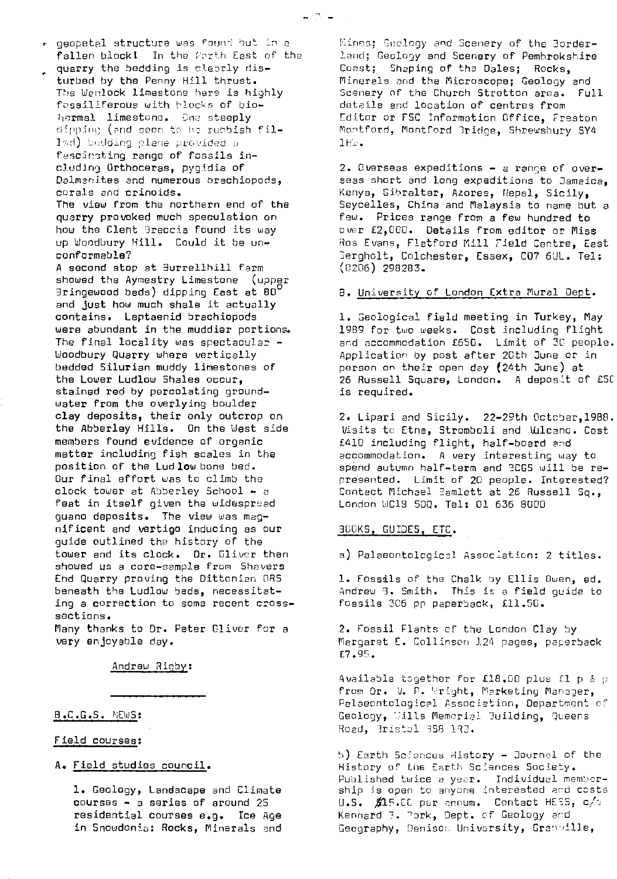geopetal structure was found but in a fallen block! In the North East of the quarry the bedding is clearly disturbed by the Penny Hill thrust. The Wenlock limestone here is highly fossiliferous with blocks of biohermal limestone. One steeply dipping (and soon to be rubbish filled) bedding plane provided a fascinating range of fossils including Orthoceras, pygidia of Dalmanites and numerous brachiopods, corals and crinoids.

The view from the northern end of the quarry provoked much speculation on how the Clent Breccia found its way up Woodbury Hill. Could it be unconformable?

A second stop at Burrellhill farm showed the Aymestry Limestone (upper Bringewood beds) dipping East at 80° and just how much shale it actually contains. Leptaenid brachiopods were abundant in the muddier portions. The final locality was spectacular - Woodbury Quarry where vertically bedded Silurian muddy limestones of the Lower Ludlow Shales occur, stained red by percolating groundwater from the overlying boulder clay deposits, their only outcrop on the Abberley Hills. On the West side members found evidence of organic matter including fish scales in the position of the Ludlow bone bed.

Our final effort was to climb the clock tower at Abberley School - a feat in itself given the widespread guano deposits. The view was magnificent and vertigo inducing as our guide outlined the history of the tower and its clock. Dr. Oliver then showed us a core-sample from Shavers End Quarry proving the Dittonian ORS beneath the Ludlow beds, necessitating a correction to some recent cross-sections.

Many thanks to Dr. Peter Oliver for a very enjoyable day.

Andrew Rigby:

## B.C.G.S. NEWS:

### Field courses:

#### A. Field studies council.

1. Geology, Landscape and Climate courses - a series of around 25 residential courses e.g. Ice Age in Snowdonia: Rocks, Minerals and Mines; Geology and Scenery of the Borderland; Geology and Scenery of Pembrokeshire Coast; Shaping of the Dales; Rocks, Minerals and the Microscope; Geology and Scenery of the Church Stretton area. Full details and location of centres from Editor or FSC Information Office, Preston Montford, Montford Bridge, Shrewsbury SY4 1HW.

2. Overseas expeditions - a range of overseas short and long expeditions to Jamaica, Kenya, Gibraltar, Azores, Nepal, Sicily, Seycelles, China and Malaysia to name but a few. Prices range from a few hundred to over £2,000. Details from editor or Miss Ros Evans, Flatford Mill Field Centre, East Bergholt, Colchester, Essex, CO7 6UL. Tel: (0206) 298283.

#### B. University of London Extra Mural Dept.

1. Geological field meeting in Turkey, May 1989 for two weeks. Cost including flight and accommodation £650. Limit of 30 people. Application by post after 20th June or in person on their open day (24th June) at 26 Russell Square, London. A deposit of £50 is required.

2. Lipari and Sicily. 22-29th October, 1988. Visits to Etna, Stromboli and Vulcano. Cost £410 including flight, half-board and accommodation. A very interesting way to spend autumn half-term and BCGS will be represented. Limit of 20 people. Interested? Contact Michael Hamlett at 26 Russell Sq., London WC1B 5DQ. Tel: 01 636 8000

### BOOKS, GUIDES, ETC.

a) Palaeontological Association: 2 titles.

1. Fossils of the Chalk by Ellis Owen, ed. Andrew B. Smith. This is a field guide to fossils 306 pp paperback, £11.50.

2. Fossil Plants of the London Clay by Margaret E. Collinson 124 pages, paperback £7.95.

Available together for £18.00 plus £1 p & p from Dr. V. P. Wright, Marketing Manager, Palaeontological Association, Department of Geology, Wills Memorial Building, Queens Road, Bristol BS8 1RJ.

b) Earth Sciences History - Journal of the History of the Earth Sciences Society. Published twice a year. Individual membership is open to anyone interested and costs U.S. $15.00 per annum. Contact HESS, c/o Kennard B. Bork, Dept. of Geology and Geography, Denison University, Granville,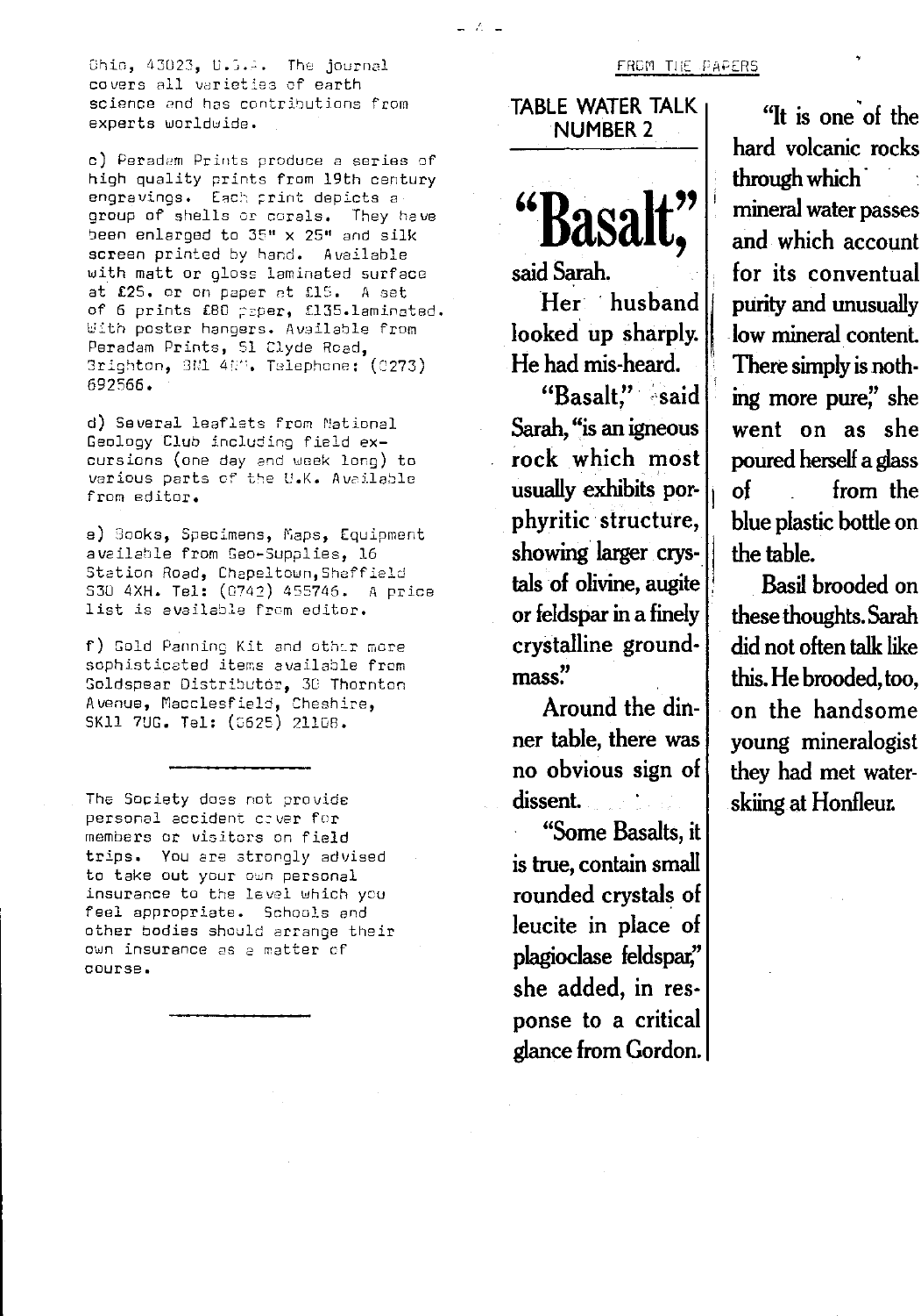Ohio, 43023, U.S.A. The journal covers all varieties of earth science and has contributions from experts worldwide.

c) Peradam Prints produce a series of high quality prints from 19th century engravings. Each print depicts a group of shells or corals. They have been enlarged to 35" x 25" and silk screen printed by hand. Available with matt or gloss laminated surface at £25. or on paper at £15. A set of 6 prints £80 paper, £135.laminated. With poster hangers. Available from Peradam Prints, 51 Clyde Road, Brighton, BN1 4NN. Telephone: (0273) 692566.

d) Several leaflets from National Geology Club including field excursions (one day and week long) to various parts of the U.K. Available from editor.

e) Books, Specimens, Maps, Equipment available from Geo-Supplies, 16 Station Road, Chapeltown, Sheffield S30 4XH. Tel: (0742) 455746. A price list is available from editor.

f) Gold Panning Kit and other more sophisticated items available from Goldspear Distributor, 30 Thornton Avenue, Macclesfield, Cheshire, SK11 7UG. Tel: (0625) 21108.

---

The Society does not provide personal accident cover for members or visitors on field trips. You are strongly advised to take out your own personal insurance to the level which you feel appropriate. Schools and other bodies should arrange their own insurance as a matter of course.

---

FROM THE PAPERS

## TABLE WATER TALK NUMBER 2

# "Basalt,"

said Sarah.

Her husband looked up sharply. He had mis-heard.

"Basalt," said Sarah, "is an igneous rock which most usually exhibits porphyritic structure, showing larger crystals of olivine, augite or feldspar in a finely crystalline groundmass."

Around the dinner table, there was no obvious sign of dissent.

"Some Basalts, it is true, contain small rounded crystals of leucite in place of plagioclase feldspar," she added, in response to a critical glance from Gordon.

"It is one of the hard volcanic rocks through which mineral water passes and which account for its conventual purity and unusually low mineral content. There simply is nothing more pure," she went on as she poured herself a glass of from the blue plastic bottle on the table.

Basil brooded on these thoughts. Sarah did not often talk like this. He brooded, too, on the handsome young mineralogist they had met waterskiing at Honfleur.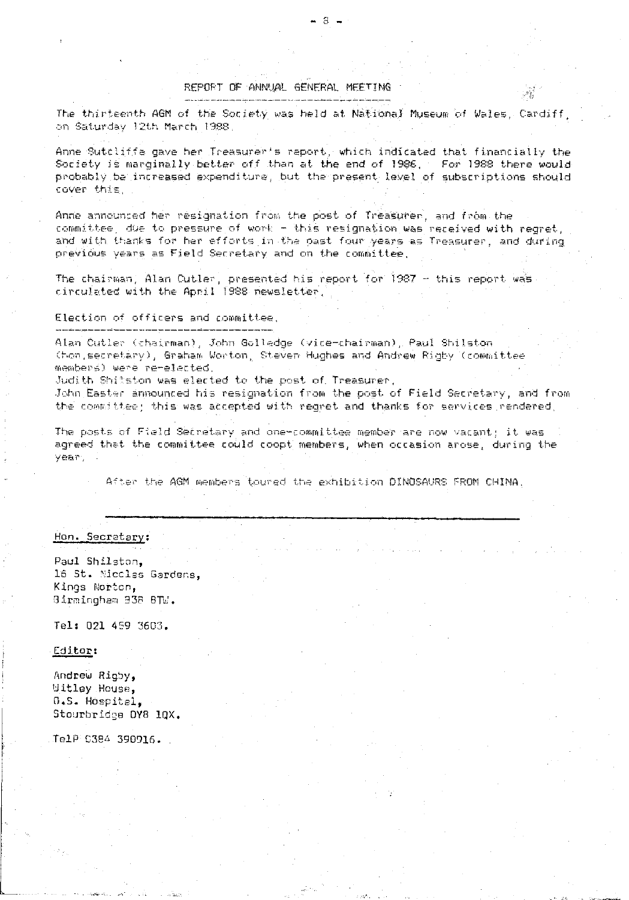## REPORT OF ANNUAL GENERAL MEETING

The thirteenth AGM of the Society was held at National Museum of Wales, Cardiff, on Saturday 12th March 1988.

Anne Sutcliffe gave her Treasurer's report, which indicated that financially the Society is marginally better off than at the end of 1986. For 1988 there would probably be increased expenditure, but the present level of subscriptions should cover this.

Anne announced her resignation from the post of Treasurer, and from the committee, due to pressure of work - this resignation was received with regret, and with thanks for her efforts in the past four years as Treasurer, and during previous years as Field Secretary and on the committee.

The chairman, Alan Cutler, presented his report for 1987 - this report was circulated with the April 1988 newsletter.

### Election of officers and committee.

Alan Cutler (chairman), John Golledge (vice-chairman), Paul Shilston (hon.secretary), Graham Worton, Steven Hughes and Andrew Rigby (committee members) were re-elected.

Judith Shilston was elected to the post of Treasurer.

John Easter announced his resignation from the post of Field Secretary, and from the committee; this was accepted with regret and thanks for services rendered.

The posts of Field Secretary and one committee member are now vacant; it was agreed that the committee could coopt members, when occasion arose, during the year.

After the AGM members toured the exhibition DINOSAURS FROM CHINA.

---

Hon. Secretary:

Paul Shilston,
16 St. Nicolas Gardens,
Kings Norton,
Birmingham B38 8TW.

Tel: 021 459 3603.

Editor:

Andrew Rigby,
Witley House,
O.S. Hospital,
Stourbridge DY8 1QX.

TelP 0384 390916.